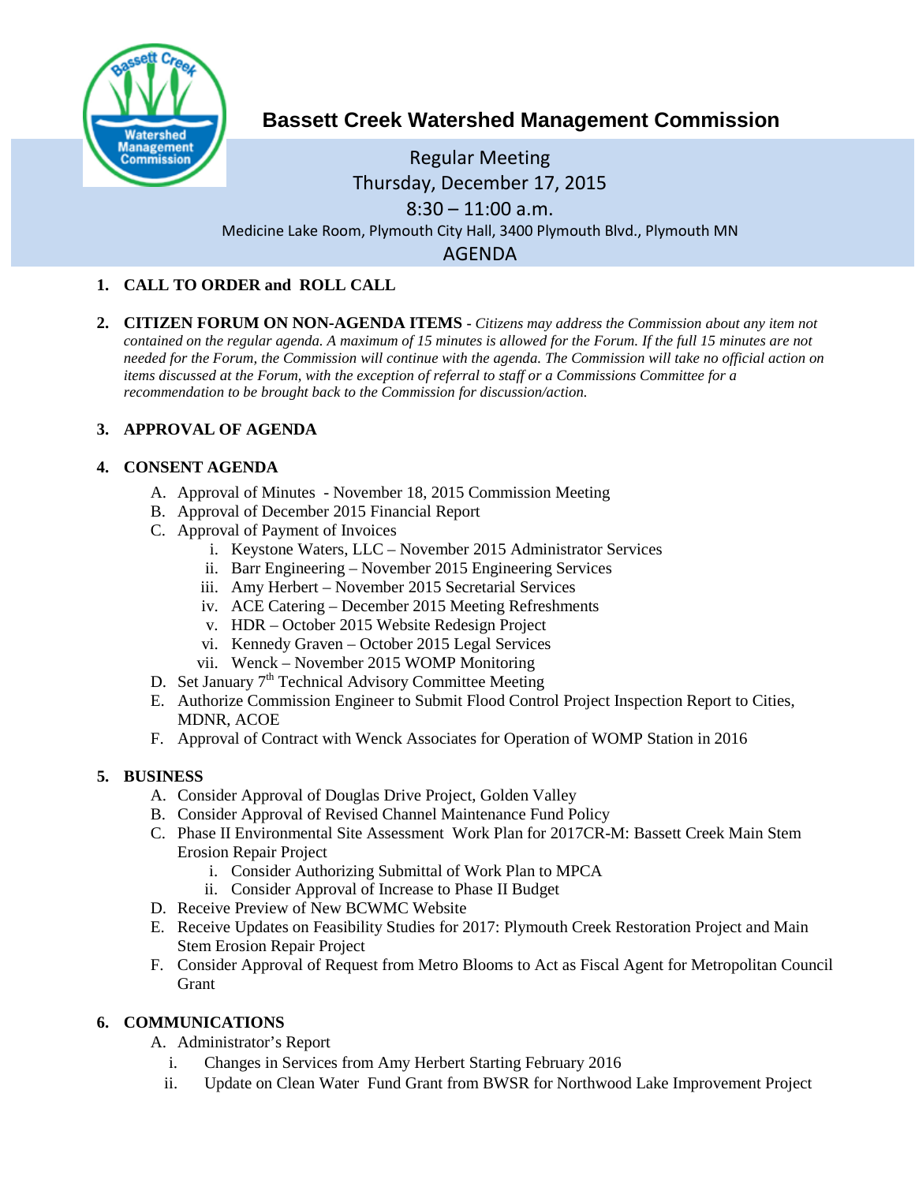# Bassett Creek Watershed Management Commission

Regular Meeting
Thursday, December 17, 2015
8:30 – 11:00 a.m.
Medicine Lake Room, Plymouth City Hall, 3400 Plymouth Blvd., Plymouth MN

AGENDA

1. **CALL TO ORDER and ROLL CALL**

2. **CITIZEN FORUM ON NON-AGENDA ITEMS** - *Citizens may address the Commission about any item not contained on the regular agenda. A maximum of 15 minutes is allowed for the Forum. If the full 15 minutes are not needed for the Forum, the Commission will continue with the agenda. The Commission will take no official action on items discussed at the Forum, with the exception of referral to staff or a Commissions Committee for a recommendation to be brought back to the Commission for discussion/action.*

3. **APPROVAL OF AGENDA**

4. **CONSENT AGENDA**
   A. Approval of Minutes - November 18, 2015 Commission Meeting
   B. Approval of December 2015 Financial Report
   C. Approval of Payment of Invoices
      i. Keystone Waters, LLC – November 2015 Administrator Services
      ii. Barr Engineering – November 2015 Engineering Services
      iii. Amy Herbert – November 2015 Secretarial Services
      iv. ACE Catering – December 2015 Meeting Refreshments
      v. HDR – October 2015 Website Redesign Project
      vi. Kennedy Graven – October 2015 Legal Services
      vii. Wenck – November 2015 WOMP Monitoring
   D. Set January 7th Technical Advisory Committee Meeting
   E. Authorize Commission Engineer to Submit Flood Control Project Inspection Report to Cities, MDNR, ACOE
   F. Approval of Contract with Wenck Associates for Operation of WOMP Station in 2016

5. **BUSINESS**
   A. Consider Approval of Douglas Drive Project, Golden Valley
   B. Consider Approval of Revised Channel Maintenance Fund Policy
   C. Phase II Environmental Site Assessment Work Plan for 2017CR-M: Bassett Creek Main Stem Erosion Repair Project
      i. Consider Authorizing Submittal of Work Plan to MPCA
      ii. Consider Approval of Increase to Phase II Budget
   D. Receive Preview of New BCWMC Website
   E. Receive Updates on Feasibility Studies for 2017: Plymouth Creek Restoration Project and Main Stem Erosion Repair Project
   F. Consider Approval of Request from Metro Blooms to Act as Fiscal Agent for Metropolitan Council Grant

6. **COMMUNICATIONS**
   A. Administrator's Report
      i. Changes in Services from Amy Herbert Starting February 2016
      ii. Update on Clean Water Fund Grant from BWSR for Northwood Lake Improvement Project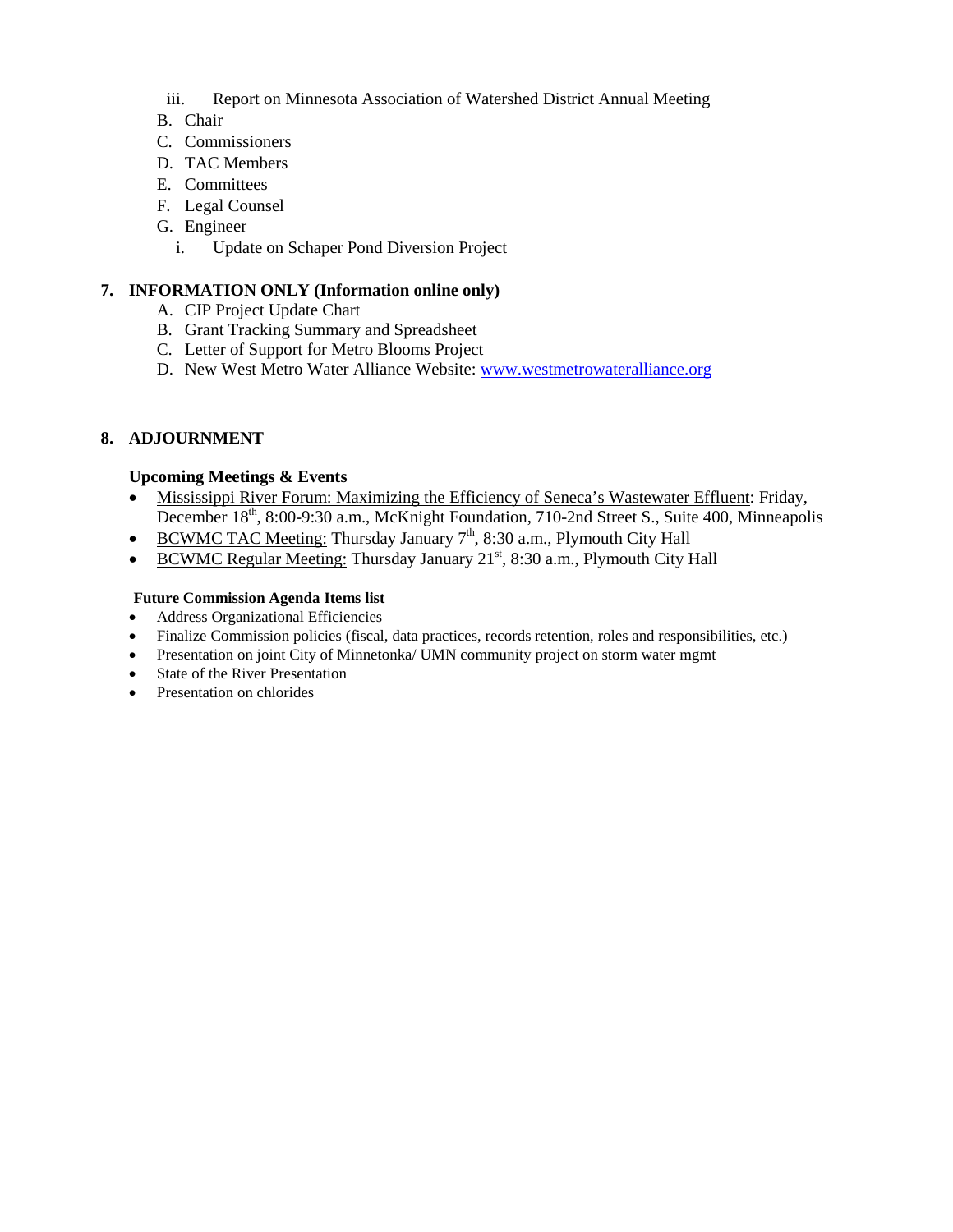iii. Report on Minnesota Association of Watershed District Annual Meeting

B. Chair

C. Commissioners

D. TAC Members

E. Committees

F. Legal Counsel

G. Engineer

i. Update on Schaper Pond Diversion Project

**7. INFORMATION ONLY (Information online only)**

A. CIP Project Update Chart

B. Grant Tracking Summary and Spreadsheet

C. Letter of Support for Metro Blooms Project

D. New West Metro Water Alliance Website: www.westmetrowateralliance.org

**8. ADJOURNMENT**

**Upcoming Meetings & Events**

- Mississippi River Forum: Maximizing the Efficiency of Seneca's Wastewater Effluent: Friday, December 18th, 8:00-9:30 a.m., McKnight Foundation, 710-2nd Street S., Suite 400, Minneapolis
- BCWMC TAC Meeting: Thursday January 7th, 8:30 a.m., Plymouth City Hall
- BCWMC Regular Meeting: Thursday January 21st, 8:30 a.m., Plymouth City Hall

**Future Commission Agenda Items list**

- Address Organizational Efficiencies
- Finalize Commission policies (fiscal, data practices, records retention, roles and responsibilities, etc.)
- Presentation on joint City of Minnetonka/ UMN community project on storm water mgmt
- State of the River Presentation
- Presentation on chlorides